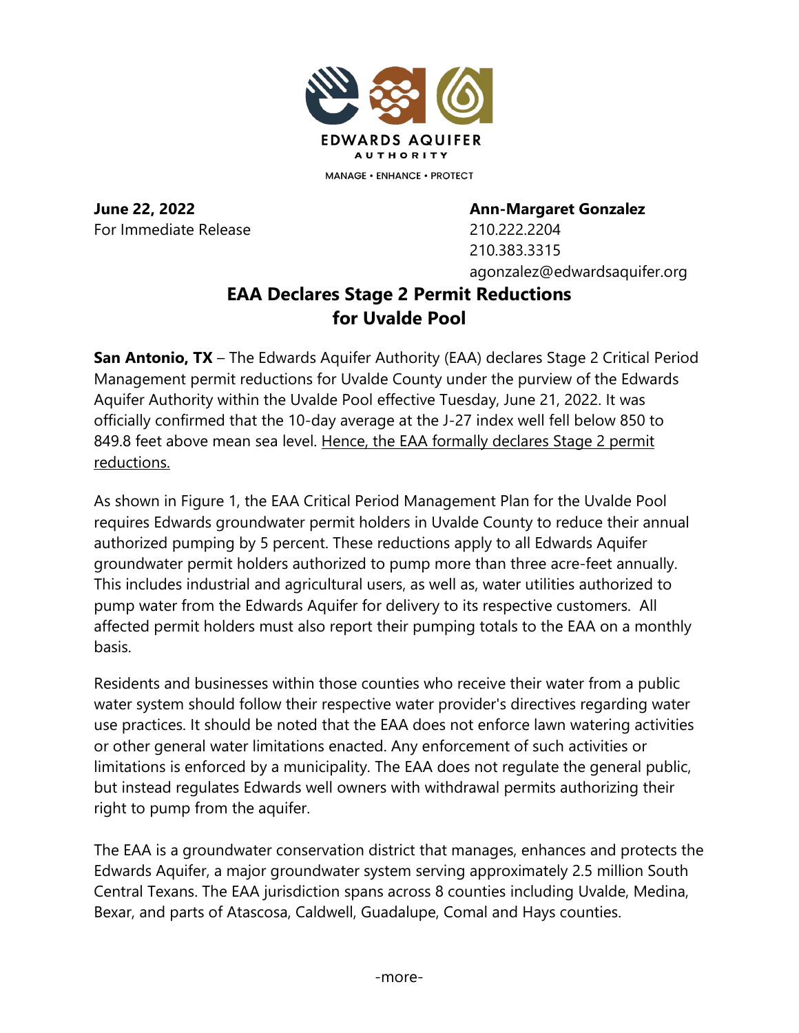EDWARDS AQUIFER AUTHORITY

MANAGE • ENHANCE • PROTECT

**June 22, 2022**
For Immediate Release

**Ann-Margaret Gonzalez**
210.222.2204
210.383.3315
agonzalez@edwardsaquifer.org

# EAA Declares Stage 2 Permit Reductions for Uvalde Pool

**San Antonio, TX** – The Edwards Aquifer Authority (EAA) declares Stage 2 Critical Period Management permit reductions for Uvalde County under the purview of the Edwards Aquifer Authority within the Uvalde Pool effective Tuesday, June 21, 2022. It was officially confirmed that the 10-day average at the J-27 index well fell below 850 to 849.8 feet above mean sea level. Hence, the EAA formally declares Stage 2 permit reductions.

As shown in Figure 1, the EAA Critical Period Management Plan for the Uvalde Pool requires Edwards groundwater permit holders in Uvalde County to reduce their annual authorized pumping by 5 percent. These reductions apply to all Edwards Aquifer groundwater permit holders authorized to pump more than three acre-feet annually. This includes industrial and agricultural users, as well as, water utilities authorized to pump water from the Edwards Aquifer for delivery to its respective customers. All affected permit holders must also report their pumping totals to the EAA on a monthly basis.

Residents and businesses within those counties who receive their water from a public water system should follow their respective water provider's directives regarding water use practices. It should be noted that the EAA does not enforce lawn watering activities or other general water limitations enacted. Any enforcement of such activities or limitations is enforced by a municipality. The EAA does not regulate the general public, but instead regulates Edwards well owners with withdrawal permits authorizing their right to pump from the aquifer.

The EAA is a groundwater conservation district that manages, enhances and protects the Edwards Aquifer, a major groundwater system serving approximately 2.5 million South Central Texans. The EAA jurisdiction spans across 8 counties including Uvalde, Medina, Bexar, and parts of Atascosa, Caldwell, Guadalupe, Comal and Hays counties.

-more-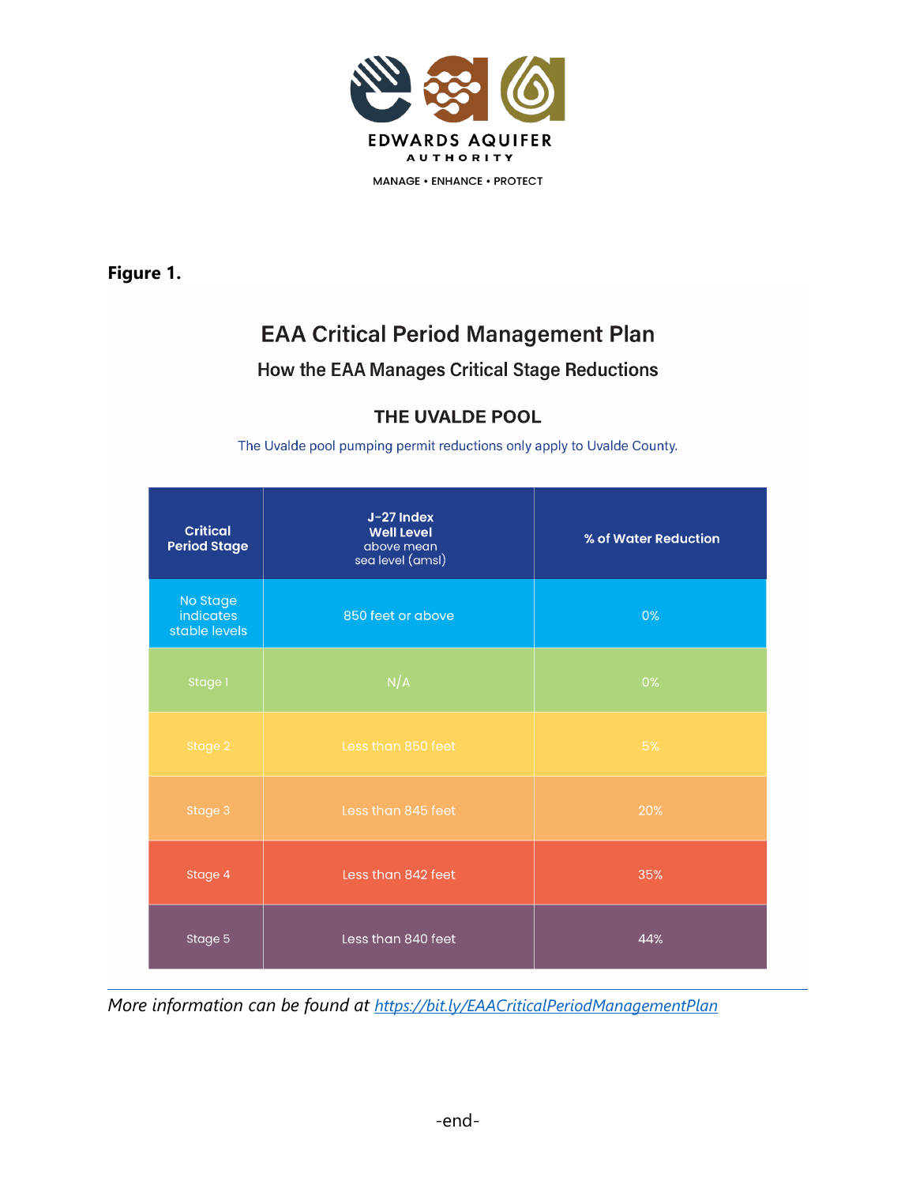EDWARDS AQUIFER AUTHORITY

MANAGE • ENHANCE • PROTECT

**Figure 1.**

## EAA Critical Period Management Plan

### How the EAA Manages Critical Stage Reductions

### THE UVALDE POOL

The Uvalde pool pumping permit reductions only apply to Uvalde County.

| Critical Period Stage | J-27 Index Well Level above mean sea level (amsl) | % of Water Reduction |
|---|---|---|
| No Stage indicates stable levels | 850 feet or above | 0% |
| Stage 1 | N/A | 0% |
| Stage 2 | Less than 850 feet | 5% |
| Stage 3 | Less than 845 feet | 20% |
| Stage 4 | Less than 842 feet | 35% |
| Stage 5 | Less than 840 feet | 44% |

*More information can be found at [https://bit.ly/EAACriticalPeriodManagementPlan](https://bit.ly/EAACriticalPeriodManagementPlan)*

-end-